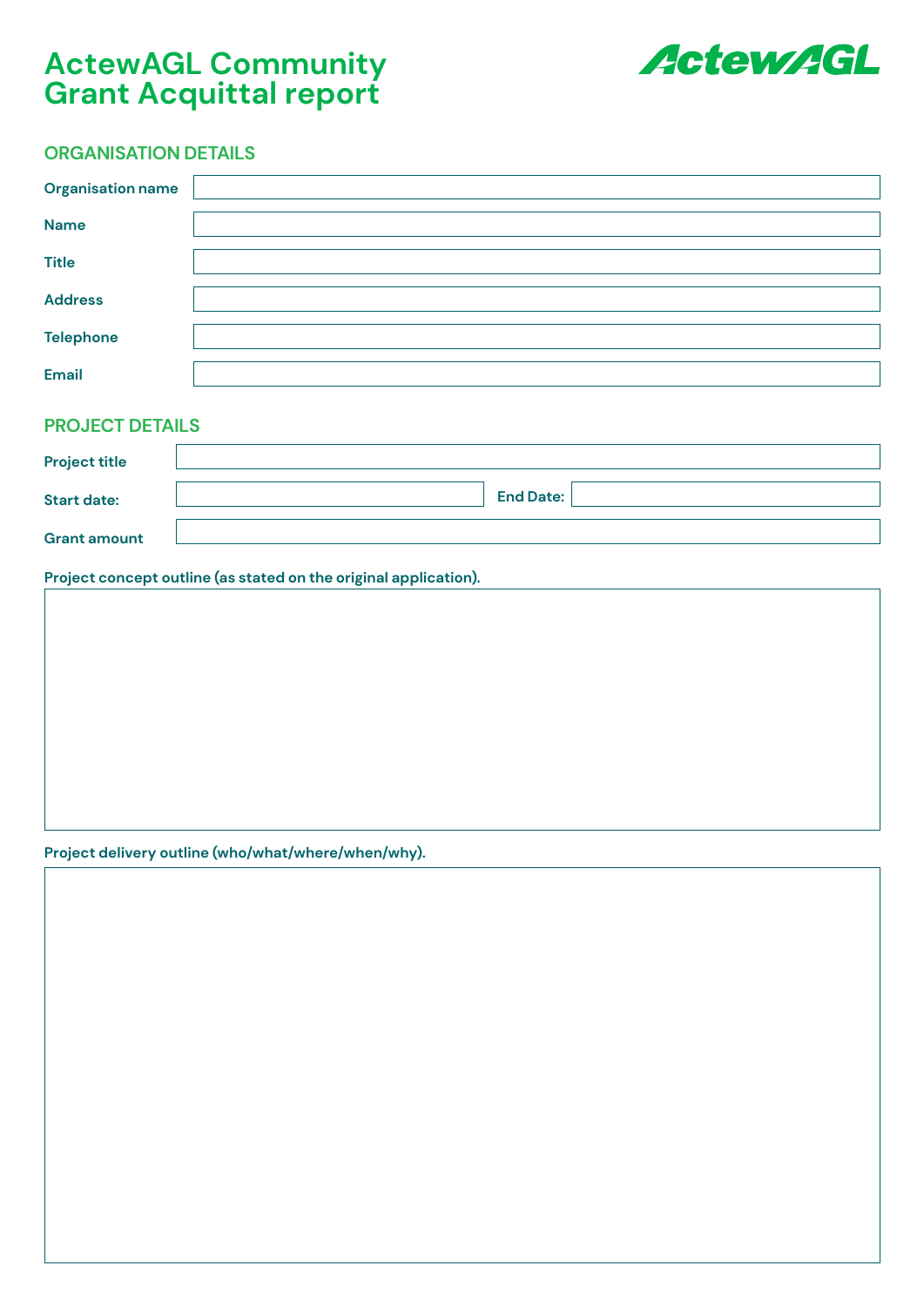# ActewAGL Community Grant Acquittal report

ActewAGL

## ORGANISATION DETAILS

| | |
|---|---|
| **Organisation name** | |
| **Name** | |
| **Title** | |
| **Address** | |
| **Telephone** | |
| **Email** | |

## PROJECT DETAILS

| | | | |
|---|---|---|---|
| **Project title** | | | |
| **Start date:** | | **End Date:** | |
| **Grant amount** | | | |

**Project concept outline (as stated on the original application).**

**Project delivery outline (who/what/where/when/why).**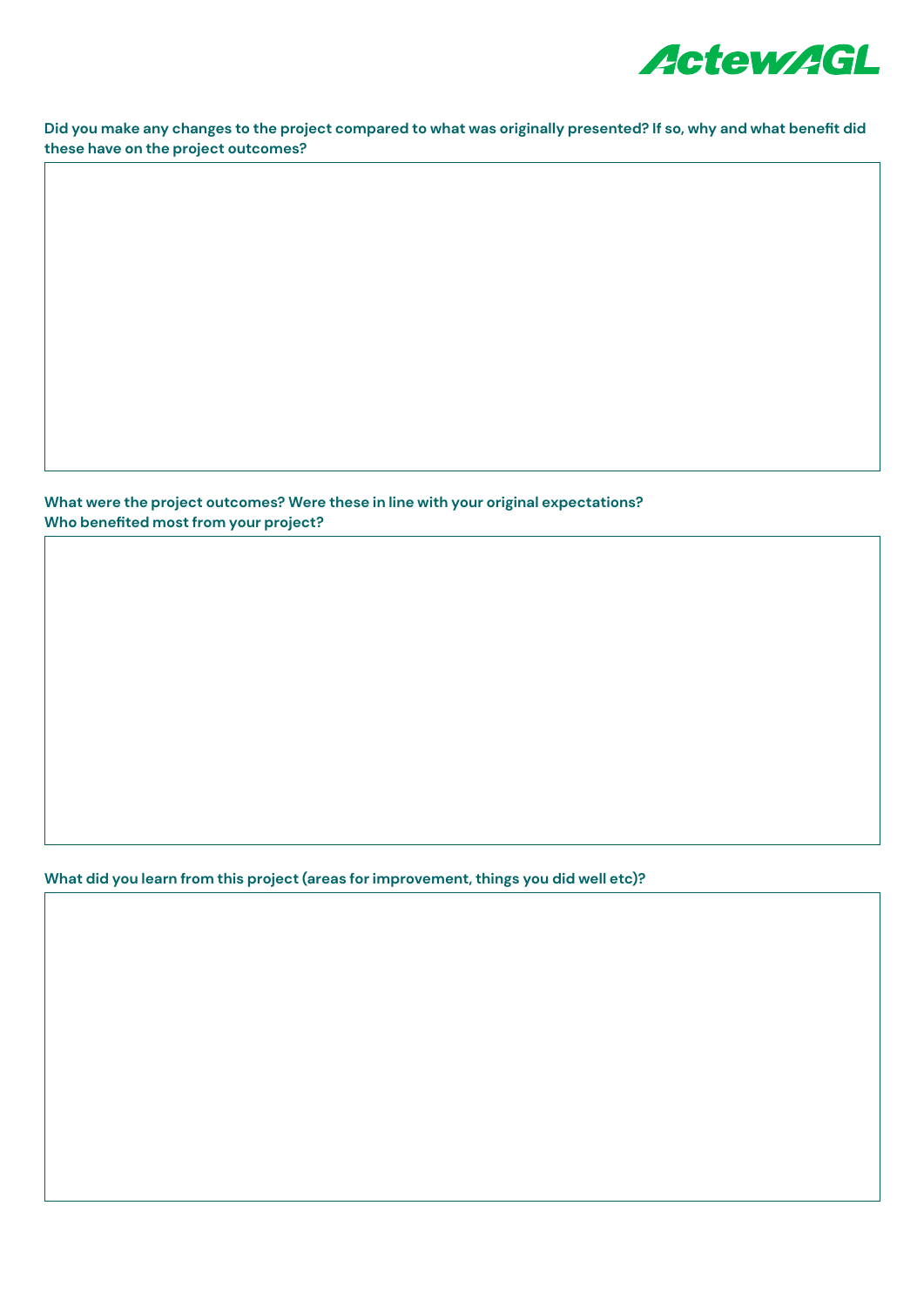**Did you make any changes to the project compared to what was originally presented? If so, why and what benefit did these have on the project outcomes?**

**What were the project outcomes? Were these in line with your original expectations?**
**Who benefited most from your project?**

**What did you learn from this project (areas for improvement, things you did well etc)?**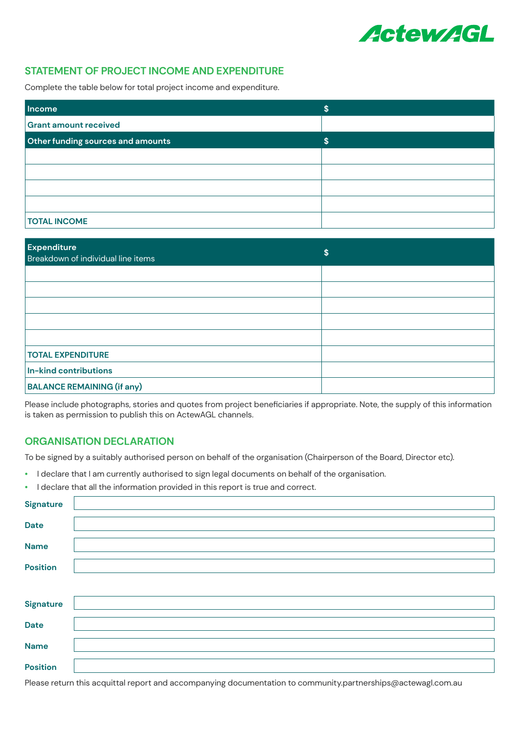## STATEMENT OF PROJECT INCOME AND EXPENDITURE

Complete the table below for total project income and expenditure.

| Income | $ |
|---|---|
| **Grant amount received** | |
| **Other funding sources and amounts** | **$** |
| | |
| | |
| | |
| | |
| **TOTAL INCOME** | |

| Expenditure<br>Breakdown of individual line items | $ |
|---|---|
| | |
| | |
| | |
| | |
| | |
| **TOTAL EXPENDITURE** | |
| **In-kind contributions** | |
| **BALANCE REMAINING (if any)** | |

Please include photographs, stories and quotes from project beneficiaries if appropriate. Note, the supply of this information is taken as permission to publish this on ActewAGL channels.

## ORGANISATION DECLARATION

To be signed by a suitably authorised person on behalf of the organisation (Chairperson of the Board, Director etc).

- I declare that I am currently authorised to sign legal documents on behalf of the organisation.
- I declare that all the information provided in this report is true and correct.

**Signature** 

**Date** 

**Name** 

**Position** 

**Signature** 

**Date** 

**Name** 

**Position** 

Please return this acquittal report and accompanying documentation to community.partnerships@actewagl.com.au